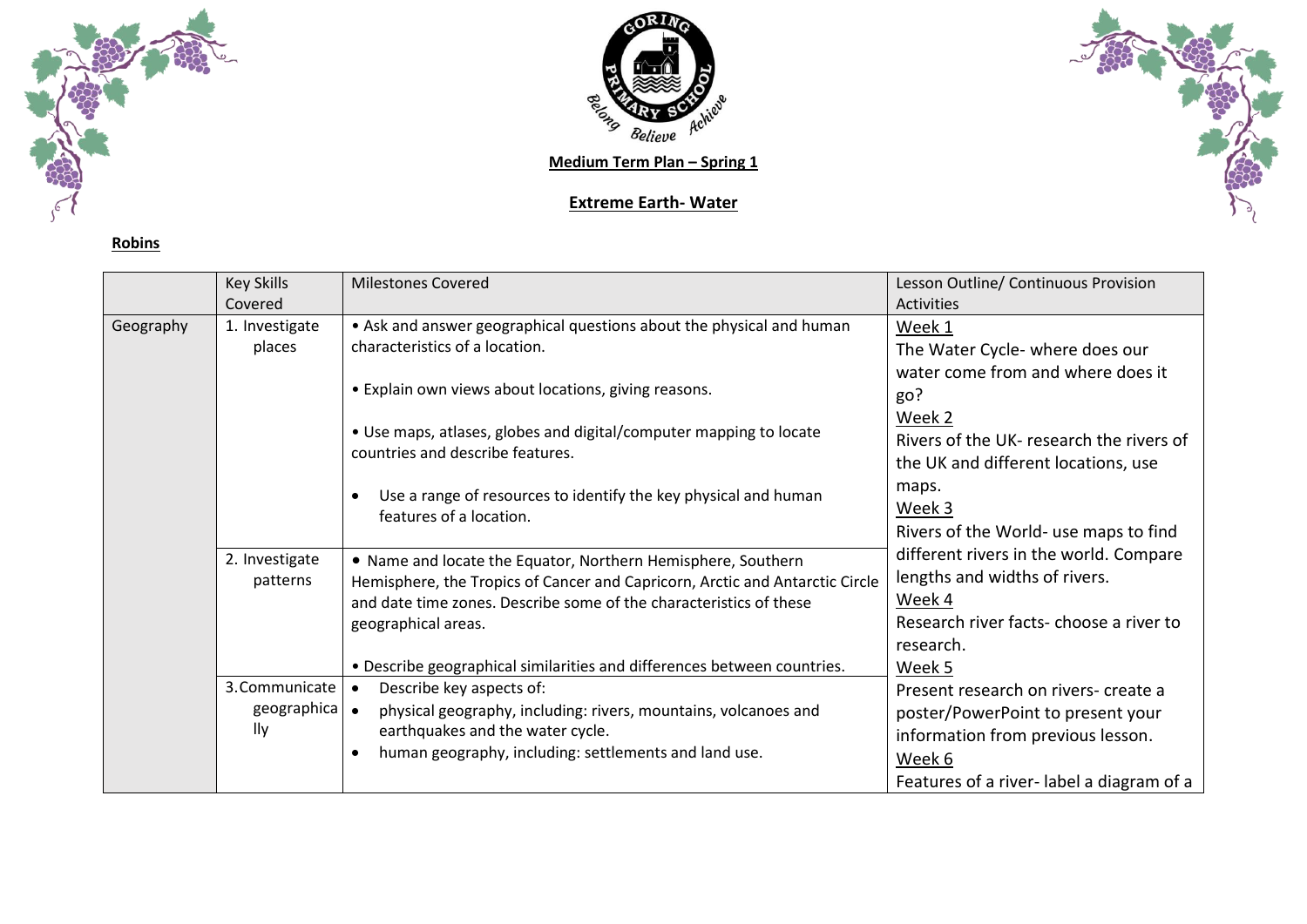**Medium Term Plan – Spring 1**

**Extreme Earth- Water**

**Robins**

| | Key Skills Covered | Milestones Covered | Lesson Outline/ Continuous Provision Activities |
|---|---|---|---|
| Geography | 1. Investigate places | • Ask and answer geographical questions about the physical and human characteristics of a location.<br><br>• Explain own views about locations, giving reasons.<br><br>• Use maps, atlases, globes and digital/computer mapping to locate countries and describe features.<br><br>• Use a range of resources to identify the key physical and human features of a location. | Week 1<br>The Water Cycle- where does our water come from and where does it go?<br>Week 2<br>Rivers of the UK- research the rivers of the UK and different locations, use maps.<br>Week 3<br>Rivers of the World- use maps to find different rivers in the world. Compare lengths and widths of rivers.<br>Week 4<br>Research river facts- choose a river to research.<br>Week 5<br>Present research on rivers- create a poster/PowerPoint to present your information from previous lesson.<br>Week 6<br>Features of a river- label a diagram of a |
| | 2. Investigate patterns | • Name and locate the Equator, Northern Hemisphere, Southern Hemisphere, the Tropics of Cancer and Capricorn, Arctic and Antarctic Circle and date time zones. Describe some of the characteristics of these geographical areas.<br><br>• Describe geographical similarities and differences between countries. | |
| | 3. Communicate geographically | • Describe key aspects of:<br>• physical geography, including: rivers, mountains, volcanoes and earthquakes and the water cycle.<br>• human geography, including: settlements and land use. | |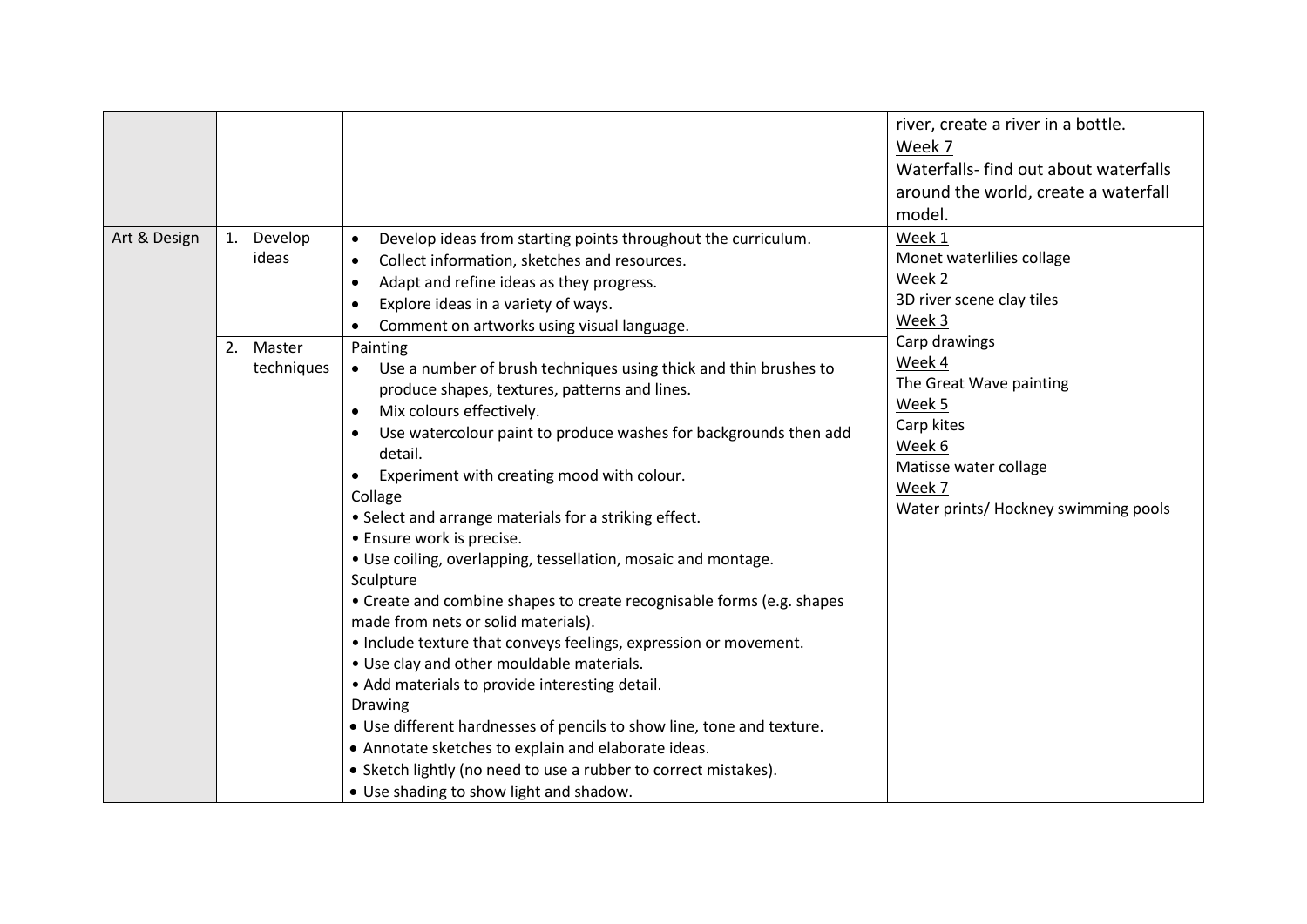| | | | |
|---|---|---|---|
| | | | river, create a river in a bottle.<br>Week 7<br>Waterfalls- find out about waterfalls around the world, create a waterfall model. |
| Art & Design | 1. Develop ideas | • Develop ideas from starting points throughout the curriculum.<br>• Collect information, sketches and resources.<br>• Adapt and refine ideas as they progress.<br>• Explore ideas in a variety of ways.<br>• Comment on artworks using visual language. | Week 1<br>Monet waterlilies collage<br>Week 2<br>3D river scene clay tiles<br>Week 3<br>Carp drawings<br>Week 4<br>The Great Wave painting<br>Week 5<br>Carp kites<br>Week 6<br>Matisse water collage<br>Week 7<br>Water prints/ Hockney swimming pools |
| | 2. Master techniques | Painting<br>• Use a number of brush techniques using thick and thin brushes to produce shapes, textures, patterns and lines.<br>• Mix colours effectively.<br>• Use watercolour paint to produce washes for backgrounds then add detail.<br>• Experiment with creating mood with colour.<br>Collage<br>• Select and arrange materials for a striking effect.<br>• Ensure work is precise.<br>• Use coiling, overlapping, tessellation, mosaic and montage.<br>Sculpture<br>• Create and combine shapes to create recognisable forms (e.g. shapes made from nets or solid materials).<br>• Include texture that conveys feelings, expression or movement.<br>• Use clay and other mouldable materials.<br>• Add materials to provide interesting detail.<br>Drawing<br>• Use different hardnesses of pencils to show line, tone and texture.<br>• Annotate sketches to explain and elaborate ideas.<br>• Sketch lightly (no need to use a rubber to correct mistakes).<br>• Use shading to show light and shadow. | |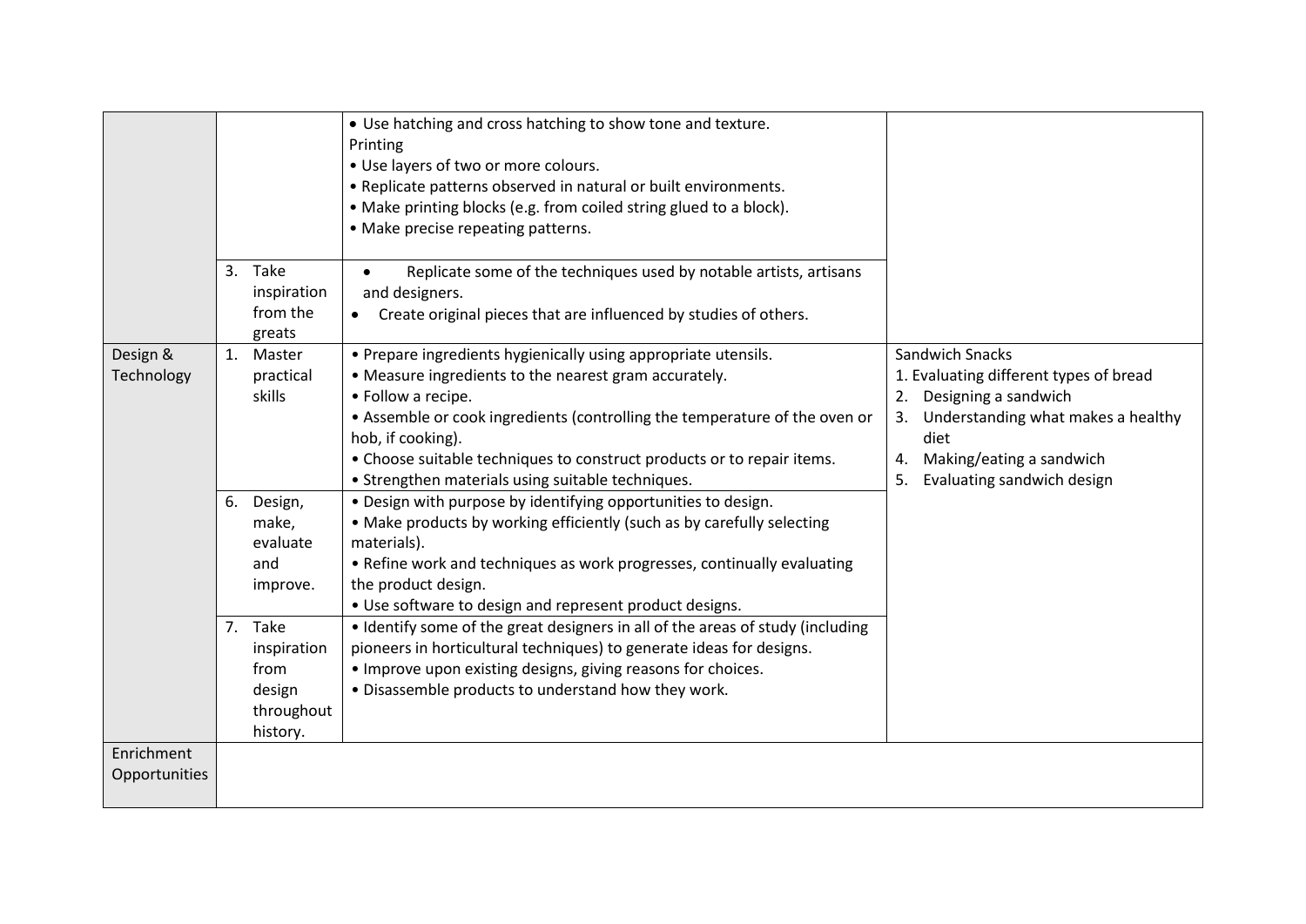| | | | |
|---|---|---|---|
| | | • Use hatching and cross hatching to show tone and texture.<br>Printing<br>• Use layers of two or more colours.<br>• Replicate patterns observed in natural or built environments.<br>• Make printing blocks (e.g. from coiled string glued to a block).<br>• Make precise repeating patterns. | |
| | 3. Take inspiration from the greats | • Replicate some of the techniques used by notable artists, artisans and designers.<br>• Create original pieces that are influenced by studies of others. | |
| Design & Technology | 1. Master practical skills | • Prepare ingredients hygienically using appropriate utensils.<br>• Measure ingredients to the nearest gram accurately.<br>• Follow a recipe.<br>• Assemble or cook ingredients (controlling the temperature of the oven or hob, if cooking).<br>• Choose suitable techniques to construct products or to repair items.<br>• Strengthen materials using suitable techniques. | Sandwich Snacks<br>1. Evaluating different types of bread<br>2. Designing a sandwich<br>3. Understanding what makes a healthy diet<br>4. Making/eating a sandwich<br>5. Evaluating sandwich design |
| | 6. Design, make, evaluate and improve. | • Design with purpose by identifying opportunities to design.<br>• Make products by working efficiently (such as by carefully selecting materials).<br>• Refine work and techniques as work progresses, continually evaluating the product design.<br>• Use software to design and represent product designs. | |
| | 7. Take inspiration from design throughout history. | • Identify some of the great designers in all of the areas of study (including pioneers in horticultural techniques) to generate ideas for designs.<br>• Improve upon existing designs, giving reasons for choices.<br>• Disassemble products to understand how they work. | |
| Enrichment Opportunities | | | |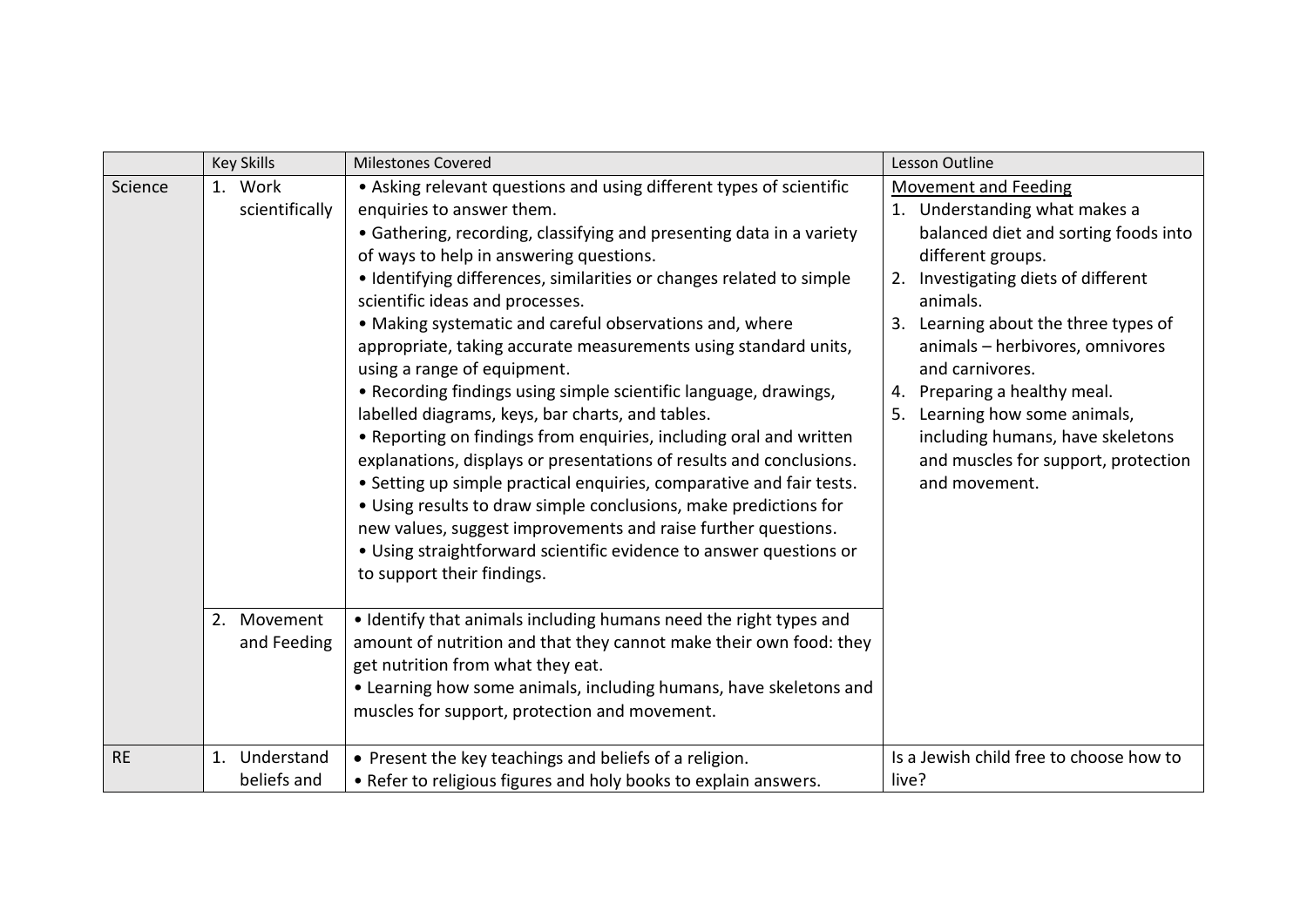| | Key Skills | Milestones Covered | Lesson Outline |
|---|---|---|---|
| Science | 1. Work scientifically | • Asking relevant questions and using different types of scientific enquiries to answer them.<br>• Gathering, recording, classifying and presenting data in a variety of ways to help in answering questions.<br>• Identifying differences, similarities or changes related to simple scientific ideas and processes.<br>• Making systematic and careful observations and, where appropriate, taking accurate measurements using standard units, using a range of equipment.<br>• Recording findings using simple scientific language, drawings, labelled diagrams, keys, bar charts, and tables.<br>• Reporting on findings from enquiries, including oral and written explanations, displays or presentations of results and conclusions.<br>• Setting up simple practical enquiries, comparative and fair tests.<br>• Using results to draw simple conclusions, make predictions for new values, suggest improvements and raise further questions.<br>• Using straightforward scientific evidence to answer questions or to support their findings. | <u>Movement and Feeding</u><br>1. Understanding what makes a balanced diet and sorting foods into different groups.<br>2. Investigating diets of different animals.<br>3. Learning about the three types of animals – herbivores, omnivores and carnivores.<br>4. Preparing a healthy meal.<br>5. Learning how some animals, including humans, have skeletons and muscles for support, protection and movement. |
| | 2. Movement and Feeding | • Identify that animals including humans need the right types and amount of nutrition and that they cannot make their own food: they get nutrition from what they eat.<br>• Learning how some animals, including humans, have skeletons and muscles for support, protection and movement. | |
| RE | 1. Understand beliefs and | • Present the key teachings and beliefs of a religion.<br>• Refer to religious figures and holy books to explain answers. | Is a Jewish child free to choose how to live? |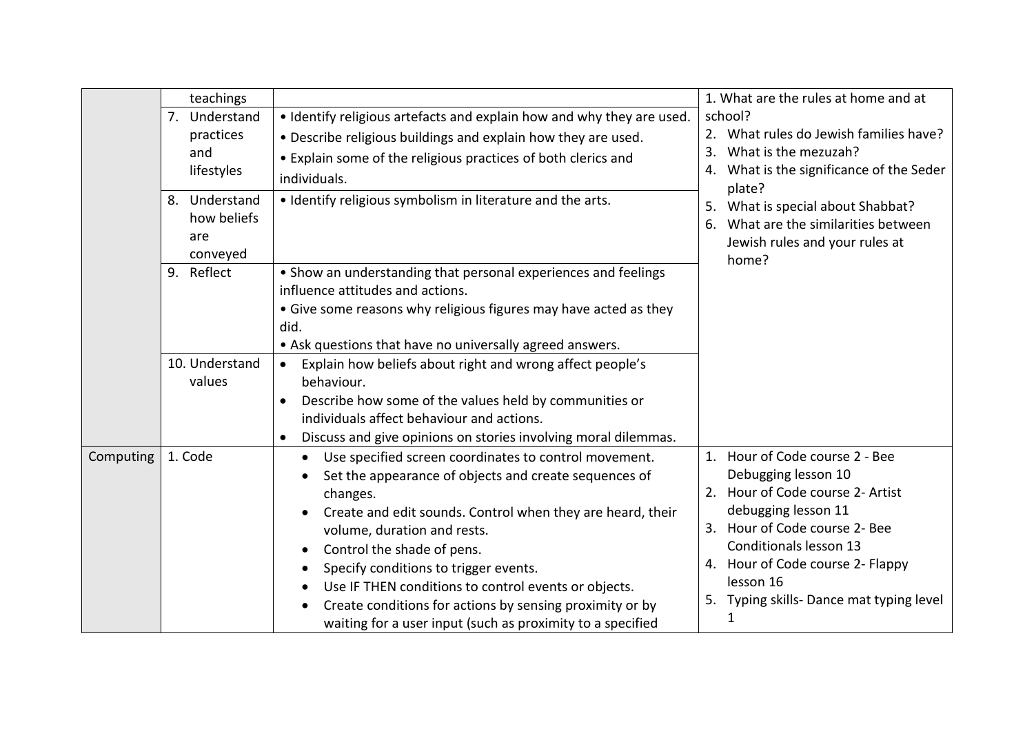| | | | |
|---|---|---|---|
| | teachings | | 1. What are the rules at home and at school?<br>2. What rules do Jewish families have?<br>3. What is the mezuzah?<br>4. What is the significance of the Seder plate?<br>5. What is special about Shabbat?<br>6. What are the similarities between Jewish rules and your rules at home? |
| | 7. Understand practices and lifestyles | • Identify religious artefacts and explain how and why they are used.<br>• Describe religious buildings and explain how they are used.<br>• Explain some of the religious practices of both clerics and individuals. | |
| | 8. Understand how beliefs are conveyed | • Identify religious symbolism in literature and the arts. | |
| | 9. Reflect | • Show an understanding that personal experiences and feelings influence attitudes and actions.<br>• Give some reasons why religious figures may have acted as they did.<br>• Ask questions that have no universally agreed answers. | |
| | 10. Understand values | • Explain how beliefs about right and wrong affect people's behaviour.<br>• Describe how some of the values held by communities or individuals affect behaviour and actions.<br>• Discuss and give opinions on stories involving moral dilemmas. | |
| Computing | 1. Code | • Use specified screen coordinates to control movement.<br>• Set the appearance of objects and create sequences of changes.<br>• Create and edit sounds. Control when they are heard, their volume, duration and rests.<br>• Control the shade of pens.<br>• Specify conditions to trigger events.<br>• Use IF THEN conditions to control events or objects.<br>• Create conditions for actions by sensing proximity or by waiting for a user input (such as proximity to a specified | 1. Hour of Code course 2 - Bee Debugging lesson 10<br>2. Hour of Code course 2- Artist debugging lesson 11<br>3. Hour of Code course 2- Bee Conditionals lesson 13<br>4. Hour of Code course 2- Flappy lesson 16<br>5. Typing skills- Dance mat typing level 1 |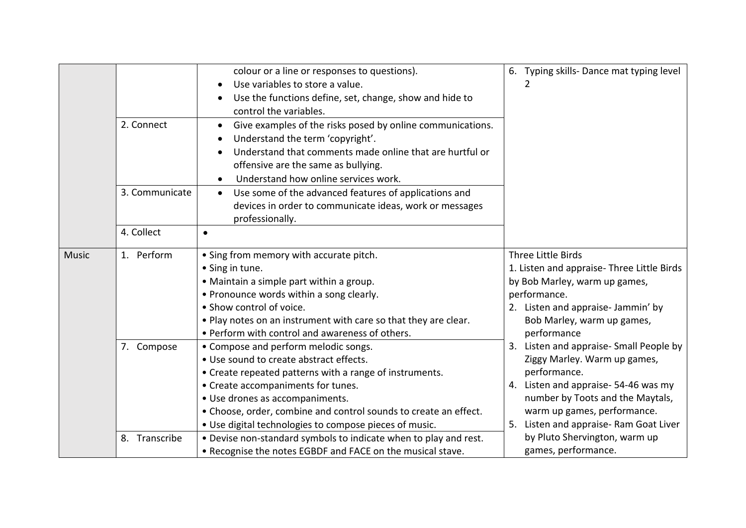| | | | |
|---|---|---|---|
| | | colour or a line or responses to questions).<br>• Use variables to store a value.<br>• Use the functions define, set, change, show and hide to control the variables. | 6. Typing skills- Dance mat typing level 2 |
| | 2. Connect | • Give examples of the risks posed by online communications.<br>• Understand the term 'copyright'.<br>• Understand that comments made online that are hurtful or offensive are the same as bullying.<br>• Understand how online services work. | |
| | 3. Communicate | • Use some of the advanced features of applications and devices in order to communicate ideas, work or messages professionally. | |
| | 4. Collect | • | |
| Music | 1. Perform | • Sing from memory with accurate pitch.<br>• Sing in tune.<br>• Maintain a simple part within a group.<br>• Pronounce words within a song clearly.<br>• Show control of voice.<br>• Play notes on an instrument with care so that they are clear.<br>• Perform with control and awareness of others. | Three Little Birds<br>1. Listen and appraise- Three Little Birds by Bob Marley, warm up games, performance.<br>2. Listen and appraise- Jammin' by Bob Marley, warm up games, performance<br>3. Listen and appraise- Small People by Ziggy Marley. Warm up games, performance.<br>4. Listen and appraise- 54-46 was my number by Toots and the Maytals, warm up games, performance.<br>5. Listen and appraise- Ram Goat Liver by Pluto Shervington, warm up games, performance. |
| | 7. Compose | • Compose and perform melodic songs.<br>• Use sound to create abstract effects.<br>• Create repeated patterns with a range of instruments.<br>• Create accompaniments for tunes.<br>• Use drones as accompaniments.<br>• Choose, order, combine and control sounds to create an effect.<br>• Use digital technologies to compose pieces of music. | |
| | 8. Transcribe | • Devise non-standard symbols to indicate when to play and rest.<br>• Recognise the notes EGBDF and FACE on the musical stave. | |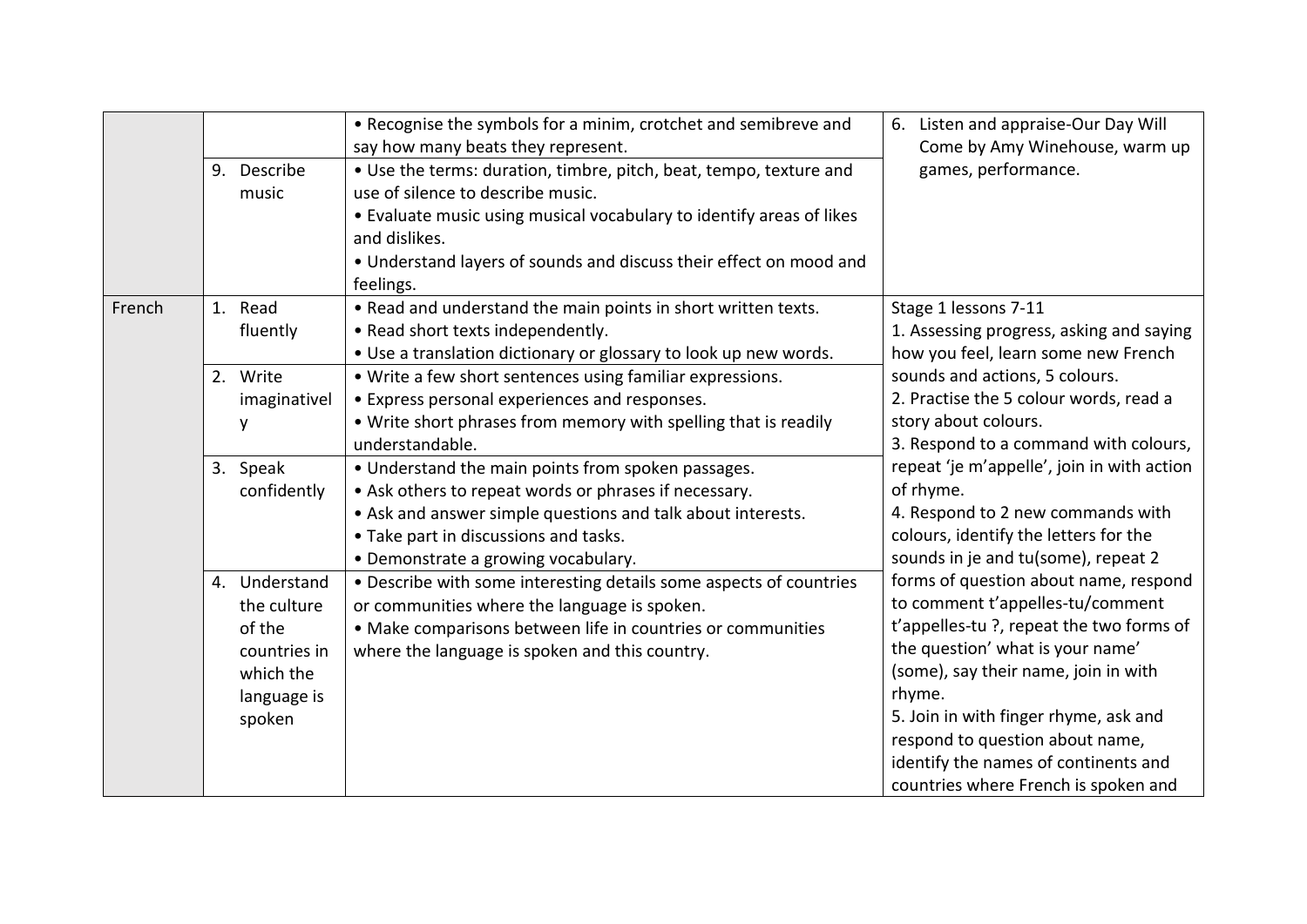| | | | |
|---|---|---|---|
| | | • Recognise the symbols for a minim, crotchet and semibreve and say how many beats they represent. | 6. Listen and appraise-Our Day Will Come by Amy Winehouse, warm up games, performance. |
| | 9. Describe music | • Use the terms: duration, timbre, pitch, beat, tempo, texture and use of silence to describe music.<br>• Evaluate music using musical vocabulary to identify areas of likes and dislikes.<br>• Understand layers of sounds and discuss their effect on mood and feelings. | |
| French | 1. Read fluently | • Read and understand the main points in short written texts.<br>• Read short texts independently.<br>• Use a translation dictionary or glossary to look up new words. | Stage 1 lessons 7-11<br>1. Assessing progress, asking and saying how you feel, learn some new French sounds and actions, 5 colours.<br>2. Practise the 5 colour words, read a story about colours.<br>3. Respond to a command with colours, repeat 'je m'appelle', join in with action of rhyme.<br>4. Respond to 2 new commands with colours, identify the letters for the sounds in je and tu(some), repeat 2 forms of question about name, respond to comment t'appelles-tu/comment t'appelles-tu ?, repeat the two forms of the question' what is your name' (some), say their name, join in with rhyme.<br>5. Join in with finger rhyme, ask and respond to question about name, identify the names of continents and countries where French is spoken and |
| | 2. Write imaginatively | • Write a few short sentences using familiar expressions.<br>• Express personal experiences and responses.<br>• Write short phrases from memory with spelling that is readily understandable. | |
| | 3. Speak confidently | • Understand the main points from spoken passages.<br>• Ask others to repeat words or phrases if necessary.<br>• Ask and answer simple questions and talk about interests.<br>• Take part in discussions and tasks.<br>• Demonstrate a growing vocabulary. | |
| | 4. Understand the culture of the countries in which the language is spoken | • Describe with some interesting details some aspects of countries or communities where the language is spoken.<br>• Make comparisons between life in countries or communities where the language is spoken and this country. | |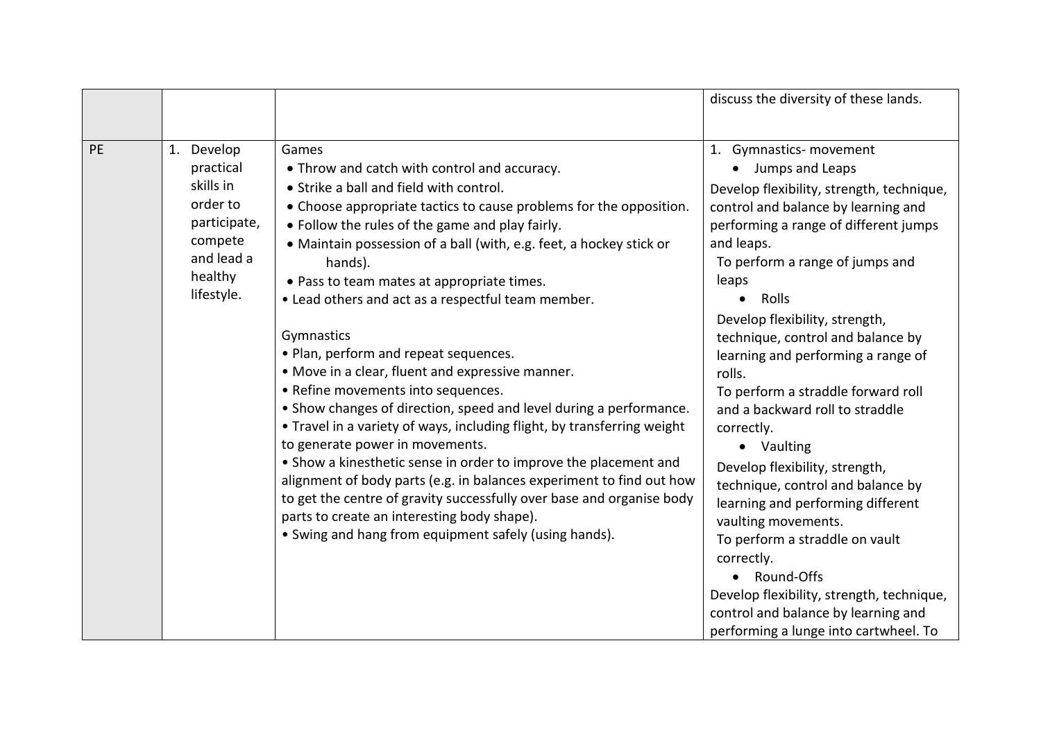| | | | |
|---|---|---|---|
| | | | discuss the diversity of these lands. |
| PE | 1. Develop practical skills in order to participate, compete and lead a healthy lifestyle. | Games<br>• Throw and catch with control and accuracy.<br>• Strike a ball and field with control.<br>• Choose appropriate tactics to cause problems for the opposition.<br>• Follow the rules of the game and play fairly.<br>• Maintain possession of a ball (with, e.g. feet, a hockey stick or hands).<br>• Pass to team mates at appropriate times.<br>• Lead others and act as a respectful team member.<br><br>Gymnastics<br>• Plan, perform and repeat sequences.<br>• Move in a clear, fluent and expressive manner.<br>• Refine movements into sequences.<br>• Show changes of direction, speed and level during a performance.<br>• Travel in a variety of ways, including flight, by transferring weight to generate power in movements.<br>• Show a kinesthetic sense in order to improve the placement and alignment of body parts (e.g. in balances experiment to find out how to get the centre of gravity successfully over base and organise body parts to create an interesting body shape).<br>• Swing and hang from equipment safely (using hands). | 1. Gymnastics- movement<br>• Jumps and Leaps<br>Develop flexibility, strength, technique, control and balance by learning and performing a range of different jumps and leaps.<br>To perform a range of jumps and leaps<br>• Rolls<br>Develop flexibility, strength, technique, control and balance by learning and performing a range of rolls.<br>To perform a straddle forward roll and a backward roll to straddle correctly.<br>• Vaulting<br>Develop flexibility, strength, technique, control and balance by learning and performing different vaulting movements.<br>To perform a straddle on vault correctly.<br>• Round-Offs<br>Develop flexibility, strength, technique, control and balance by learning and performing a lunge into cartwheel. To |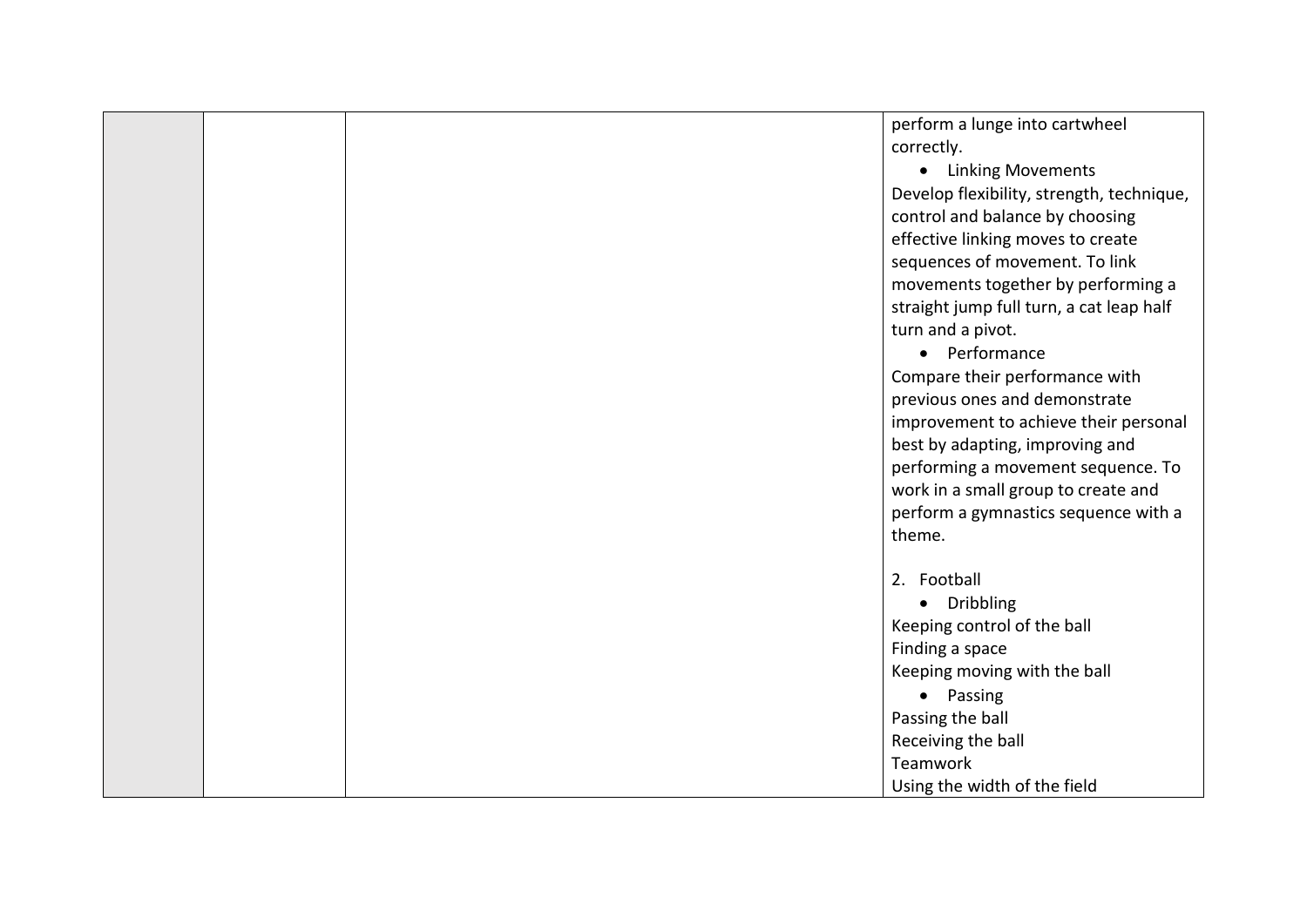|  |  |  | perform a lunge into cartwheel correctly.<br>• Linking Movements<br>Develop flexibility, strength, technique, control and balance by choosing effective linking moves to create sequences of movement. To link movements together by performing a straight jump full turn, a cat leap half turn and a pivot.<br>• Performance<br>Compare their performance with previous ones and demonstrate improvement to achieve their personal best by adapting, improving and performing a movement sequence. To work in a small group to create and perform a gymnastics sequence with a theme.<br><br>2. Football<br>• Dribbling<br>Keeping control of the ball<br>Finding a space<br>Keeping moving with the ball<br>• Passing<br>Passing the ball<br>Receiving the ball<br>Teamwork<br>Using the width of the field |
|---|---|---|---|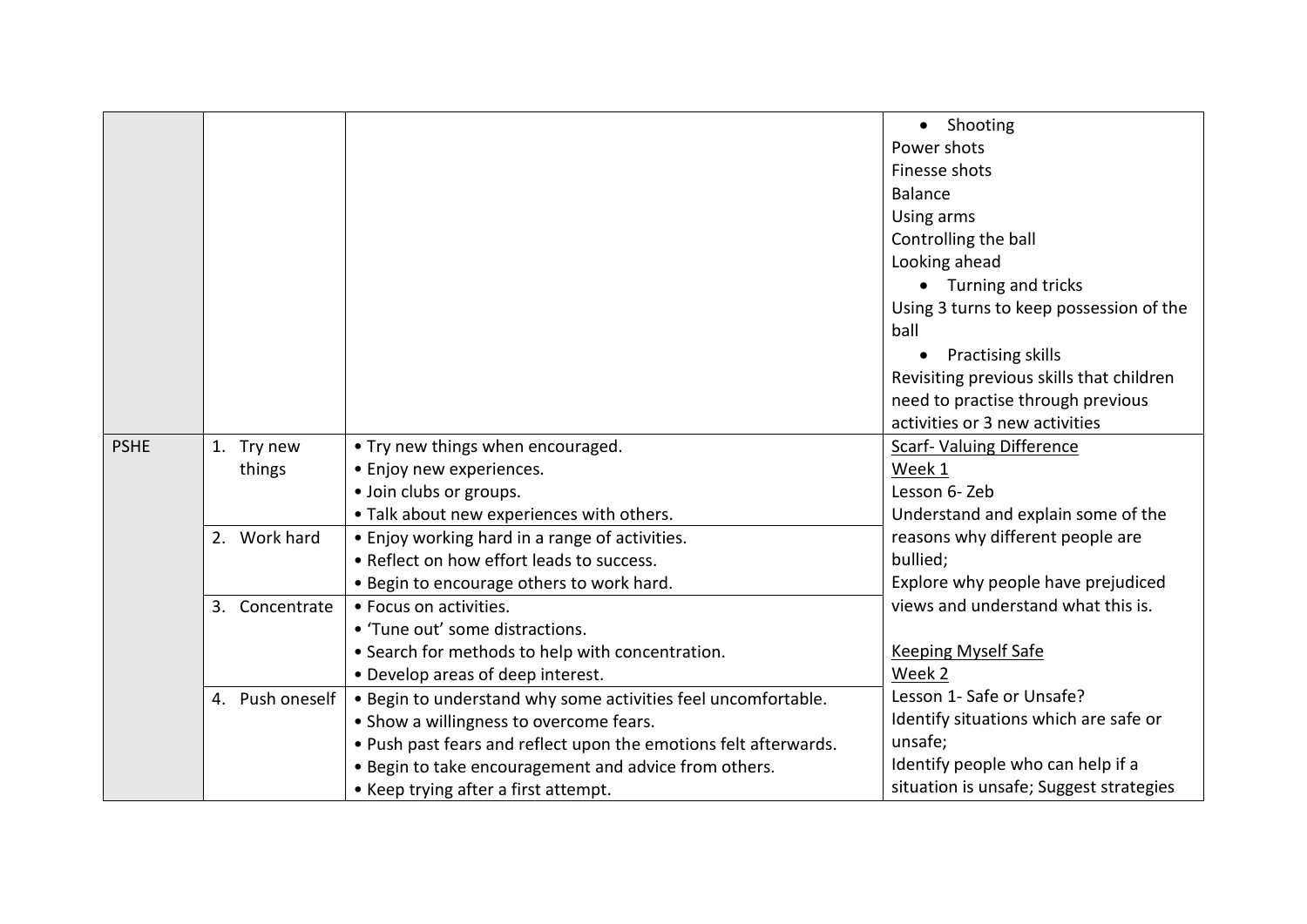| | | | |
|---|---|---|---|
| | | | • Shooting<br>Power shots<br>Finesse shots<br>Balance<br>Using arms<br>Controlling the ball<br>Looking ahead<br>• Turning and tricks<br>Using 3 turns to keep possession of the ball<br>• Practising skills<br>Revisiting previous skills that children need to practise through previous activities or 3 new activities |
| PSHE | 1. Try new things | • Try new things when encouraged.<br>• Enjoy new experiences.<br>• Join clubs or groups.<br>• Talk about new experiences with others. | <u>Scarf- Valuing Difference</u><br><u>Week 1</u><br>Lesson 6- Zeb<br>Understand and explain some of the reasons why different people are bullied;<br>Explore why people have prejudiced views and understand what this is.<br><br><u>Keeping Myself Safe</u><br><u>Week 2</u><br>Lesson 1- Safe or Unsafe?<br>Identify situations which are safe or unsafe;<br>Identify people who can help if a situation is unsafe; Suggest strategies |
| | 2. Work hard | • Enjoy working hard in a range of activities.<br>• Reflect on how effort leads to success.<br>• Begin to encourage others to work hard. | |
| | 3. Concentrate | • Focus on activities.<br>• 'Tune out' some distractions.<br>• Search for methods to help with concentration.<br>• Develop areas of deep interest. | |
| | 4. Push oneself | • Begin to understand why some activities feel uncomfortable.<br>• Show a willingness to overcome fears.<br>• Push past fears and reflect upon the emotions felt afterwards.<br>• Begin to take encouragement and advice from others.<br>• Keep trying after a first attempt. | |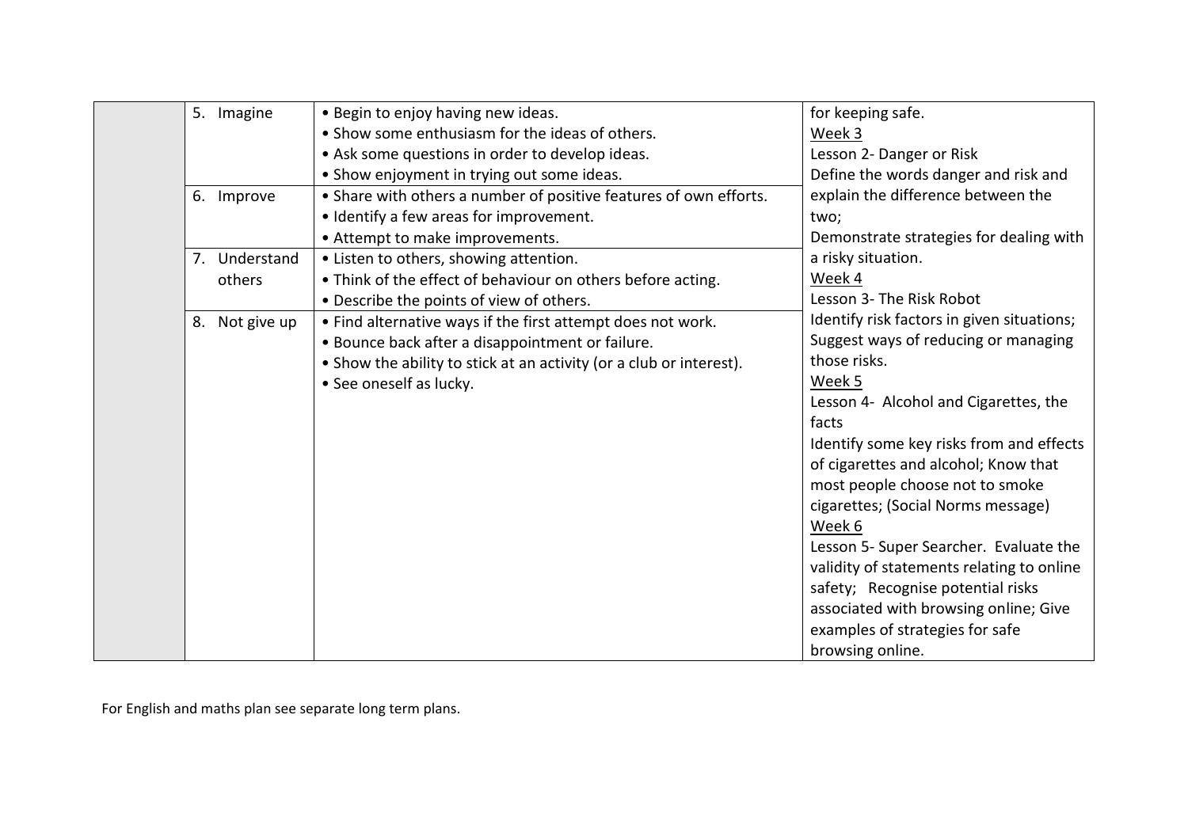| | | | |
|---|---|---|---|
| | 5. Imagine | • Begin to enjoy having new ideas.<br>• Show some enthusiasm for the ideas of others.<br>• Ask some questions in order to develop ideas.<br>• Show enjoyment in trying out some ideas. | for keeping safe.<br>Week 3<br>Lesson 2- Danger or Risk<br>Define the words danger and risk and explain the difference between the two;<br>Demonstrate strategies for dealing with a risky situation.<br>Week 4<br>Lesson 3- The Risk Robot<br>Identify risk factors in given situations; Suggest ways of reducing or managing those risks.<br>Week 5<br>Lesson 4- Alcohol and Cigarettes, the facts<br>Identify some key risks from and effects of cigarettes and alcohol; Know that most people choose not to smoke cigarettes; (Social Norms message)<br>Week 6<br>Lesson 5- Super Searcher. Evaluate the validity of statements relating to online safety; Recognise potential risks associated with browsing online; Give examples of strategies for safe browsing online. |
| | 6. Improve | • Share with others a number of positive features of own efforts.<br>• Identify a few areas for improvement.<br>• Attempt to make improvements. | |
| | 7. Understand others | • Listen to others, showing attention.<br>• Think of the effect of behaviour on others before acting.<br>• Describe the points of view of others. | |
| | 8. Not give up | • Find alternative ways if the first attempt does not work.<br>• Bounce back after a disappointment or failure.<br>• Show the ability to stick at an activity (or a club or interest).<br>• See oneself as lucky. | |

For English and maths plan see separate long term plans.